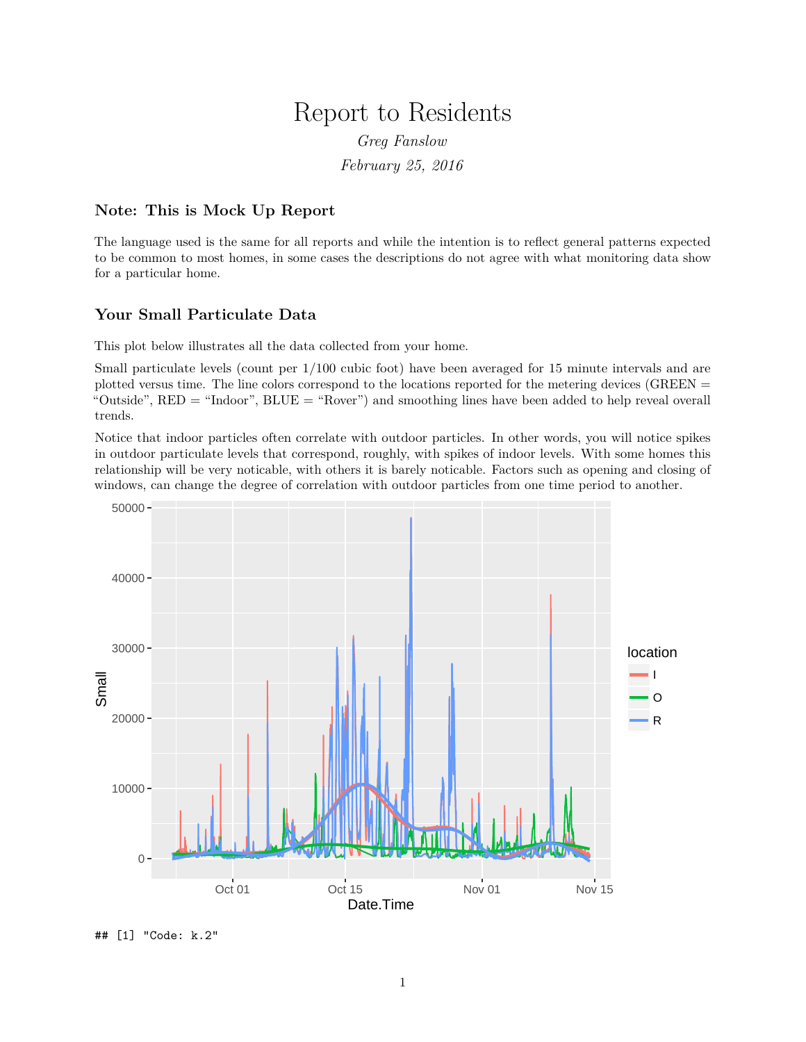# Report to Residents

*Greg Fanslow*

*February 25, 2016*

### Note: This is Mock Up Report

The language used is the same for all reports and while the intention is to reflect general patterns expected to be common to most homes, in some cases the descriptions do not agree with what monitoring data show for a particular home.

### Your Small Particulate Data

This plot below illustrates all the data collected from your home.

Small particulate levels (count per 1/100 cubic foot) have been averaged for 15 minute intervals and are plotted versus time. The line colors correspond to the locations reported for the metering devices (GREEN = "Outside", RED = "Indoor", BLUE = "Rover") and smoothing lines have been added to help reveal overall trends.

Notice that indoor particles often correlate with outdoor particles. In other words, you will notice spikes in outdoor particulate levels that correspond, roughly, with spikes of indoor levels. With some homes this relationship will be very noticable, with others it is barely noticable. Factors such as opening and closing of windows, can change the degree of correlation with outdoor particles from one time period to another.

```
## [1] "Code: k.2"
```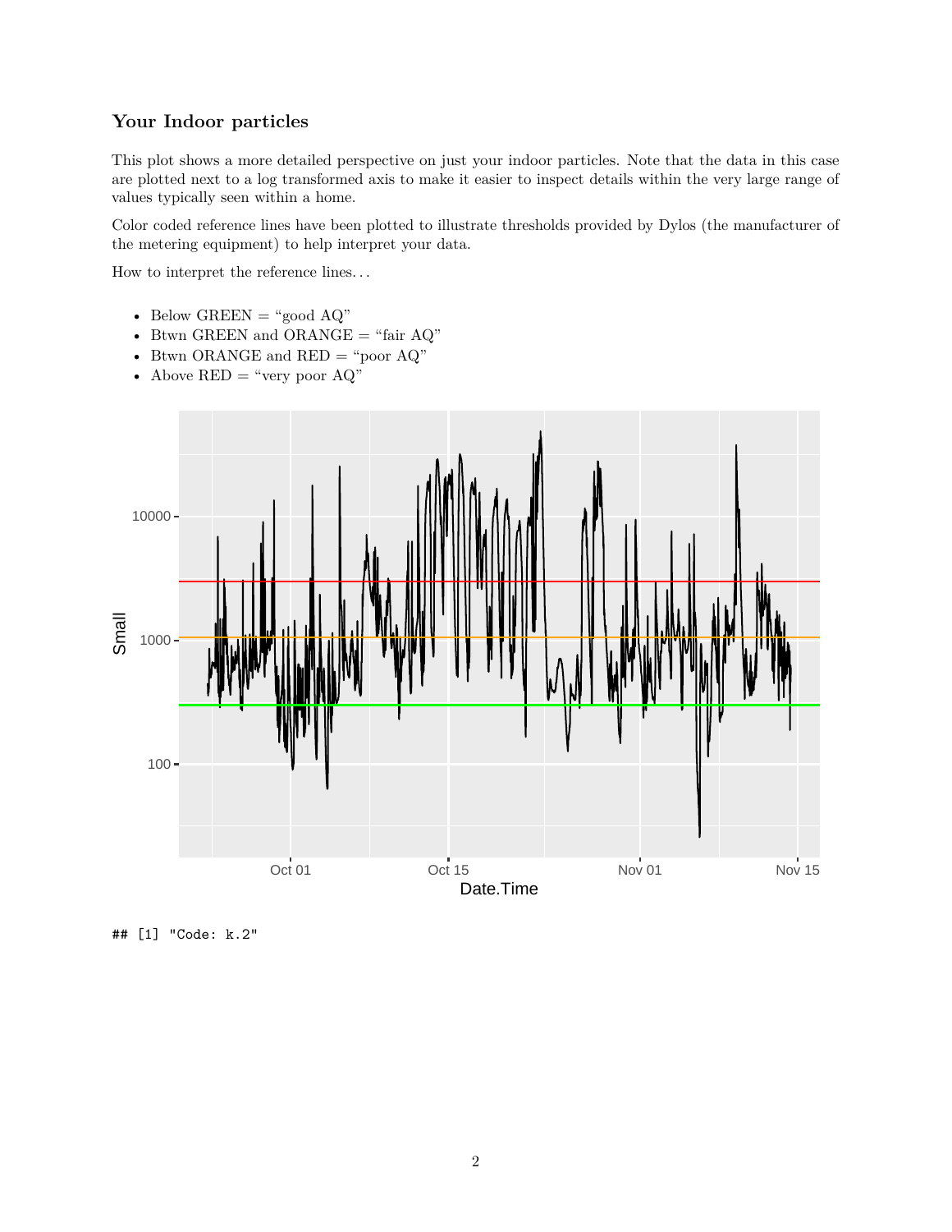### Your Indoor particles

This plot shows a more detailed perspective on just your indoor particles. Note that the data in this case are plotted next to a log transformed axis to make it easier to inspect details within the very large range of values typically seen within a home.

Color coded reference lines have been plotted to illustrate thresholds provided by Dylos (the manufacturer of the metering equipment) to help interpret your data.

How to interpret the reference lines…

- Below GREEN = "good AQ"
- Btwn GREEN and ORANGE = "fair AQ"
- Btwn ORANGE and RED = "poor AQ"
- Above RED = "very poor AQ"

```
## [1] "Code: k.2"
```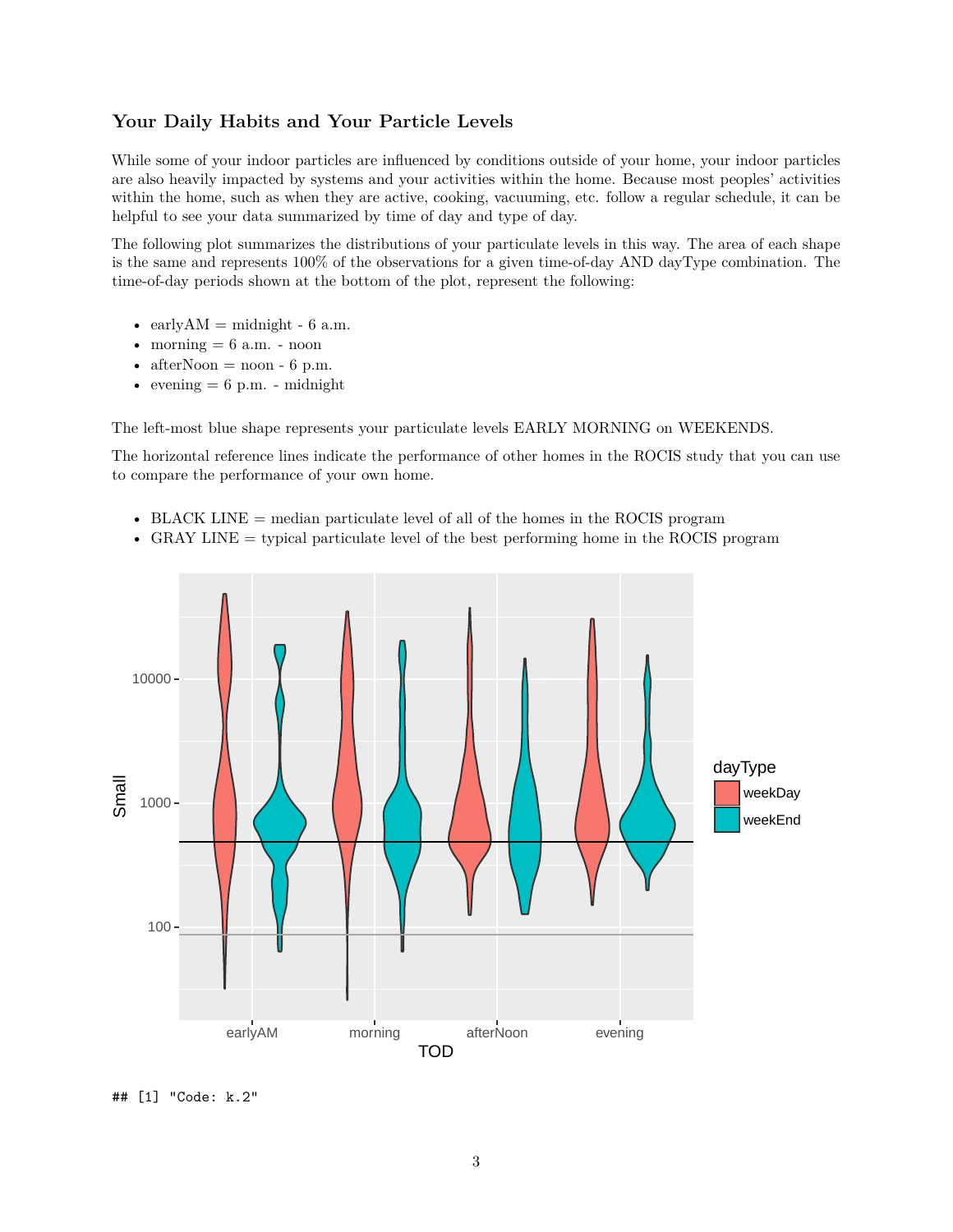### Your Daily Habits and Your Particle Levels

While some of your indoor particles are influenced by conditions outside of your home, your indoor particles are also heavily impacted by systems and your activities within the home. Because most peoples' activities within the home, such as when they are active, cooking, vacuuming, etc. follow a regular schedule, it can be helpful to see your data summarized by time of day and type of day.

The following plot summarizes the distributions of your particulate levels in this way. The area of each shape is the same and represents 100% of the observations for a given time-of-day AND dayType combination. The time-of-day periods shown at the bottom of the plot, represent the following:

- earlyAM = midnight - 6 a.m.
- morning = 6 a.m. - noon
- afterNoon = noon - 6 p.m.
- evening = 6 p.m. - midnight

The left-most blue shape represents your particulate levels EARLY MORNING on WEEKENDS.

The horizontal reference lines indicate the performance of other homes in the ROCIS study that you can use to compare the performance of your own home.

- BLACK LINE = median particulate level of all of the homes in the ROCIS program
- GRAY LINE = typical particulate level of the best performing home in the ROCIS program

Small
10000
1000
100
earlyAM
morning
afterNoon
evening
TOD
dayType
weekDay
weekEnd

```
## [1] "Code: k.2"
```